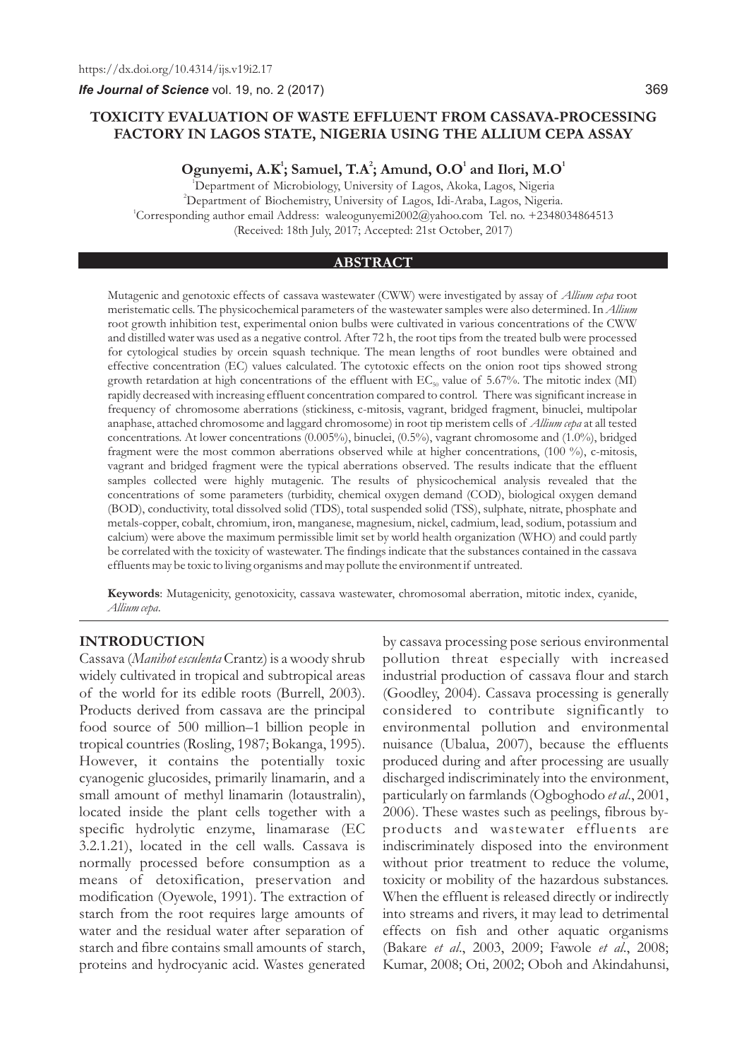https://dx.doi.org/10.4314/ijs.v19i2.17

# TOXICITY EVALUATION OF WASTE EFFLUENT FROM CASSAVA-PROCESSING FACTORY IN LAGOS STATE, NIGERIA USING THE ALLIUM CEPA ASSAY

**Ogunyemi, A.K[1]; Samuel, T.A[2]; Amund, O.O[1] and Ilori, M.O[1]**

[1]Department of Microbiology, University of Lagos, Akoka, Lagos, Nigeria
[2]Department of Biochemistry, University of Lagos, Idi-Araba, Lagos, Nigeria.
[1]Corresponding author email Address: waleogunyemi2002@yahoo.com Tel. no. +2348034864513
(Received: 18th July, 2017; Accepted: 21st October, 2017)

## ABSTRACT

Mutagenic and genotoxic effects of cassava wastewater (CWW) were investigated by assay of *Allium cepa* root meristematic cells. The physicochemical parameters of the wastewater samples were also determined. In *Allium* root growth inhibition test, experimental onion bulbs were cultivated in various concentrations of the CWW and distilled water was used as a negative control. After 72 h, the root tips from the treated bulb were processed for cytological studies by orcein squash technique. The mean lengths of root bundles were obtained and effective concentration (EC) values calculated. The cytotoxic effects on the onion root tips showed strong growth retardation at high concentrations of the effluent with $EC_{50}$ value of 5.67%. The mitotic index (MI) rapidly decreased with increasing effluent concentration compared to control. There was significant increase in frequency of chromosome aberrations (stickiness, c-mitosis, vagrant, bridged fragment, binuclei, multipolar anaphase, attached chromosome and laggard chromosome) in root tip meristem cells of *Allium cepa* at all tested concentrations. At lower concentrations (0.005%), binuclei, (0.5%), vagrant chromosome and (1.0%), bridged fragment were the most common aberrations observed while at higher concentrations, (100 %), c-mitosis, vagrant and bridged fragment were the typical aberrations observed. The results indicate that the effluent samples collected were highly mutagenic. The results of physicochemical analysis revealed that the concentrations of some parameters (turbidity, chemical oxygen demand (COD), biological oxygen demand (BOD), conductivity, total dissolved solid (TDS), total suspended solid (TSS), sulphate, nitrate, phosphate and metals-copper, cobalt, chromium, iron, manganese, magnesium, nickel, cadmium, lead, sodium, potassium and calcium) were above the maximum permissible limit set by world health organization (WHO) and could partly be correlated with the toxicity of wastewater. The findings indicate that the substances contained in the cassava effluents may be toxic to living organisms and may pollute the environment if untreated.

**Keywords**: Mutagenicity, genotoxicity, cassava wastewater, chromosomal aberration, mitotic index, cyanide, *Allium cepa*.

## INTRODUCTION

Cassava (*Manihot esculenta* Crantz) is a woody shrub widely cultivated in tropical and subtropical areas of the world for its edible roots (Burrell, 2003). Products derived from cassava are the principal food source of 500 million–1 billion people in tropical countries (Rosling, 1987; Bokanga, 1995). However, it contains the potentially toxic cyanogenic glucosides, primarily linamarin, and a small amount of methyl linamarin (lotaustralin), located inside the plant cells together with a specific hydrolytic enzyme, linamarase (EC 3.2.1.21), located in the cell walls. Cassava is normally processed before consumption as a means of detoxification, preservation and modification (Oyewole, 1991). The extraction of starch from the root requires large amounts of water and the residual water after separation of starch and fibre contains small amounts of starch, proteins and hydrocyanic acid. Wastes generated by cassava processing pose serious environmental pollution threat especially with increased industrial production of cassava flour and starch (Goodley, 2004). Cassava processing is generally considered to contribute significantly to environmental pollution and environmental nuisance (Ubalua, 2007), because the effluents produced during and after processing are usually discharged indiscriminately into the environment, particularly on farmlands (Ogboghodo *et al*., 2001, 2006). These wastes such as peelings, fibrous by-products and wastewater effluents are indiscriminately disposed into the environment without prior treatment to reduce the volume, toxicity or mobility of the hazardous substances. When the effluent is released directly or indirectly into streams and rivers, it may lead to detrimental effects on fish and other aquatic organisms (Bakare *et al*., 2003, 2009; Fawole *et al*., 2008; Kumar, 2008; Oti, 2002; Oboh and Akindahunsi,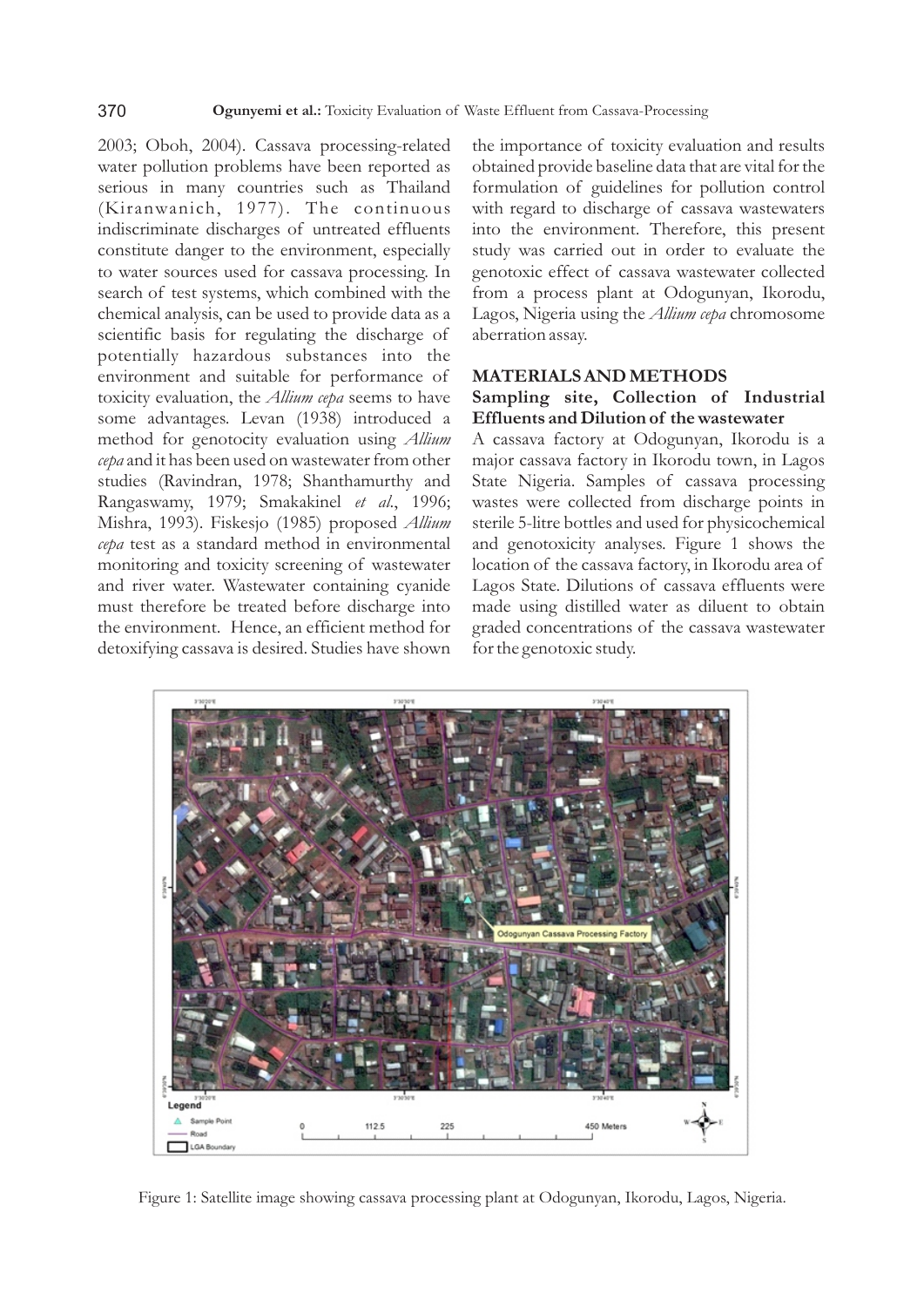2003; Oboh, 2004). Cassava processing-related water pollution problems have been reported as serious in many countries such as Thailand (Kiranwanich, 1977). The continuous indiscriminate discharges of untreated effluents constitute danger to the environment, especially to water sources used for cassava processing. In search of test systems, which combined with the chemical analysis, can be used to provide data as a scientific basis for regulating the discharge of potentially hazardous substances into the environment and suitable for performance of toxicity evaluation, the *Allium cepa* seems to have some advantages. Levan (1938) introduced a method for genotocity evaluation using *Allium cepa* and it has been used on wastewater from other studies (Ravindran, 1978; Shanthamurthy and Rangaswamy, 1979; Smakakinel *et al*., 1996; Mishra, 1993). Fiskesjo (1985) proposed *Allium cepa* test as a standard method in environmental monitoring and toxicity screening of wastewater and river water. Wastewater containing cyanide must therefore be treated before discharge into the environment. Hence, an efficient method for detoxifying cassava is desired. Studies have shown the importance of toxicity evaluation and results obtained provide baseline data that are vital for the formulation of guidelines for pollution control with regard to discharge of cassava wastewaters into the environment. Therefore, this present study was carried out in order to evaluate the genotoxic effect of cassava wastewater collected from a process plant at Odogunyan, Ikorodu, Lagos, Nigeria using the *Allium cepa* chromosome aberration assay.

## MATERIALS AND METHODS

### Sampling site, Collection of Industrial Effluents and Dilution of the wastewater

A cassava factory at Odogunyan, Ikorodu is a major cassava factory in Ikorodu town, in Lagos State Nigeria. Samples of cassava processing wastes were collected from discharge points in sterile 5-litre bottles and used for physicochemical and genotoxicity analyses. Figure 1 shows the location of the cassava factory, in Ikorodu area of Lagos State. Dilutions of cassava effluents were made using distilled water as diluent to obtain graded concentrations of the cassava wastewater for the genotoxic study.

Figure 1: Satellite image showing cassava processing plant at Odogunyan, Ikorodu, Lagos, Nigeria.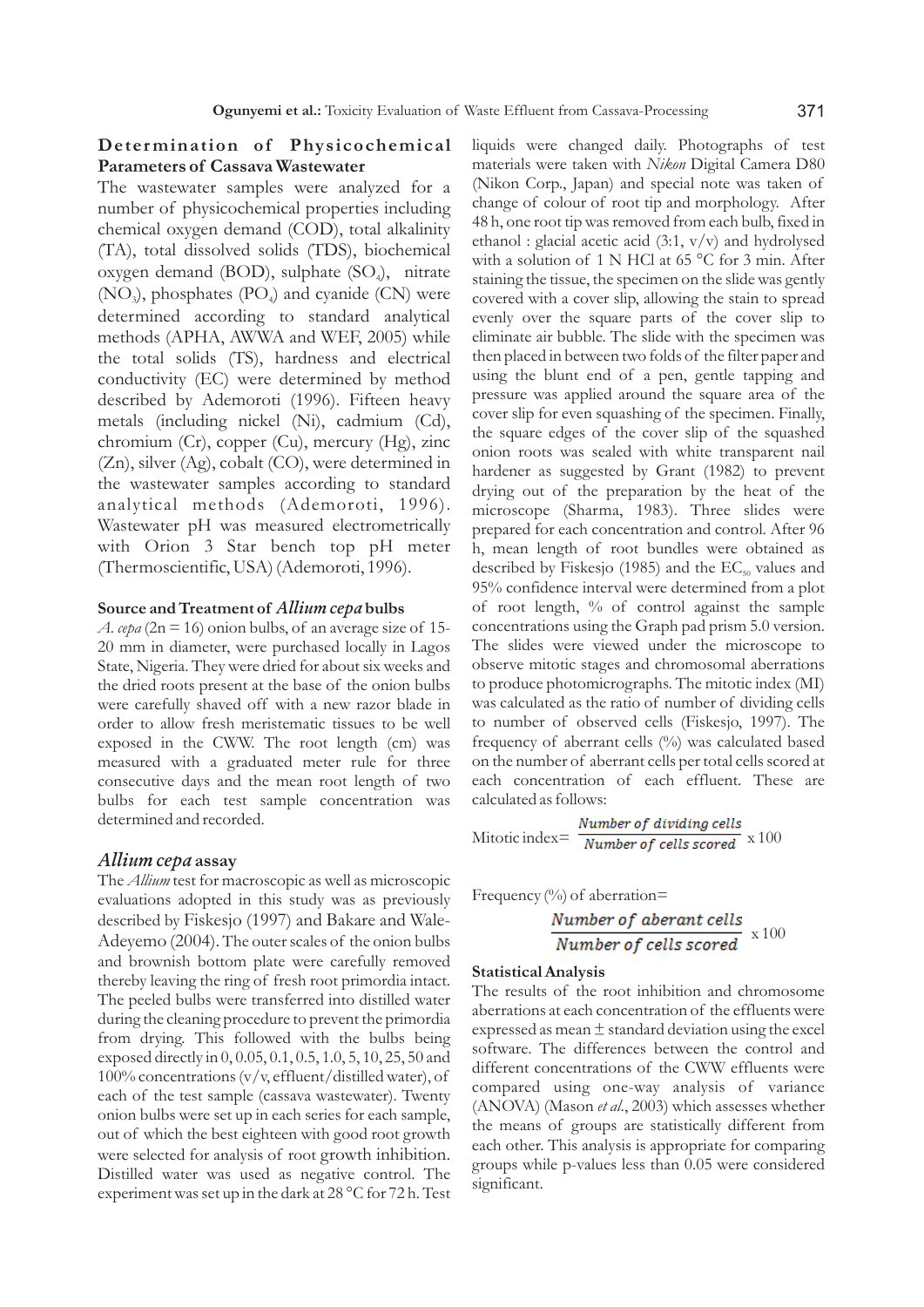## Determination of Physicochemical Parameters of Cassava Wastewater

The wastewater samples were analyzed for a number of physicochemical properties including chemical oxygen demand (COD), total alkalinity (TA), total dissolved solids (TDS), biochemical oxygen demand (BOD), sulphate ($SO_4$), nitrate ($NO_3$), phosphates ($PO_4$) and cyanide (CN) were determined according to standard analytical methods (APHA, AWWA and WEF, 2005) while the total solids (TS), hardness and electrical conductivity (EC) were determined by method described by Ademoroti (1996). Fifteen heavy metals (including nickel (Ni), cadmium (Cd), chromium (Cr), copper (Cu), mercury (Hg), zinc (Zn), silver (Ag), cobalt (CO), were determined in the wastewater samples according to standard analytical methods (Ademoroti, 1996). Wastewater pH was measured electrometrically with Orion 3 Star bench top pH meter (Thermoscientific, USA) (Ademoroti, 1996).

### Source and Treatment of *Allium cepa* bulbs

*A. cepa* (2n = 16) onion bulbs, of an average size of 15-20 mm in diameter, were purchased locally in Lagos State, Nigeria. They were dried for about six weeks and the dried roots present at the base of the onion bulbs were carefully shaved off with a new razor blade in order to allow fresh meristematic tissues to be well exposed in the CWW. The root length (cm) was measured with a graduated meter rule for three consecutive days and the mean root length of two bulbs for each test sample concentration was determined and recorded.

## *Allium cepa* assay

The *Allium* test for macroscopic as well as microscopic evaluations adopted in this study was as previously described by Fiskesjo (1997) and Bakare and Wale-Adeyemo (2004). The outer scales of the onion bulbs and brownish bottom plate were carefully removed thereby leaving the ring of fresh root primordia intact. The peeled bulbs were transferred into distilled water during the cleaning procedure to prevent the primordia from drying. This followed with the bulbs being exposed directly in 0, 0.05, 0.1, 0.5, 1.0, 5, 10, 25, 50 and 100% concentrations (v/v, effluent/distilled water), of each of the test sample (cassava wastewater). Twenty onion bulbs were set up in each series for each sample, out of which the best eighteen with good root growth were selected for analysis of root growth inhibition. Distilled water was used as negative control. The experiment was set up in the dark at 28 °C for 72 h. Test liquids were changed daily. Photographs of test materials were taken with *Nikon* Digital Camera D80 (Nikon Corp., Japan) and special note was taken of change of colour of root tip and morphology. After 48 h, one root tip was removed from each bulb, fixed in ethanol : glacial acetic acid (3:1, v/v) and hydrolysed with a solution of 1 N HCl at 65 °C for 3 min. After staining the tissue, the specimen on the slide was gently covered with a cover slip, allowing the stain to spread evenly over the square parts of the cover slip to eliminate air bubble. The slide with the specimen was then placed in between two folds of the filter paper and using the blunt end of a pen, gentle tapping and pressure was applied around the square area of the cover slip for even squashing of the specimen. Finally, the square edges of the cover slip of the squashed onion roots was sealed with white transparent nail hardener as suggested by Grant (1982) to prevent drying out of the preparation by the heat of the microscope (Sharma, 1983). Three slides were prepared for each concentration and control. After 96 h, mean length of root bundles were obtained as described by Fiskesjo (1985) and the $EC_{50}$ values and 95% confidence interval were determined from a plot of root length, % of control against the sample concentrations using the Graph pad prism 5.0 version. The slides were viewed under the microscope to observe mitotic stages and chromosomal aberrations to produce photomicrographs. The mitotic index (MI) was calculated as the ratio of number of dividing cells to number of observed cells (Fiskesjo, 1997). The frequency of aberrant cells (%) was calculated based on the number of aberrant cells per total cells scored at each concentration of each effluent. These are calculated as follows:

$$\text{Mitotic index} = \frac{\text{Number of dividing cells}}{\text{Number of cells scored}} \times 100$$

$$\text{Frequency (\%) of aberration} = \frac{\text{Number of aberant cells}}{\text{Number of cells scored}} \times 100$$

### Statistical Analysis

The results of the root inhibition and chromosome aberrations at each concentration of the effluents were expressed as mean ± standard deviation using the excel software. The differences between the control and different concentrations of the CWW effluents were compared using one-way analysis of variance (ANOVA) (Mason *et al.*, 2003) which assesses whether the means of groups are statistically different from each other. This analysis is appropriate for comparing groups while p-values less than 0.05 were considered significant.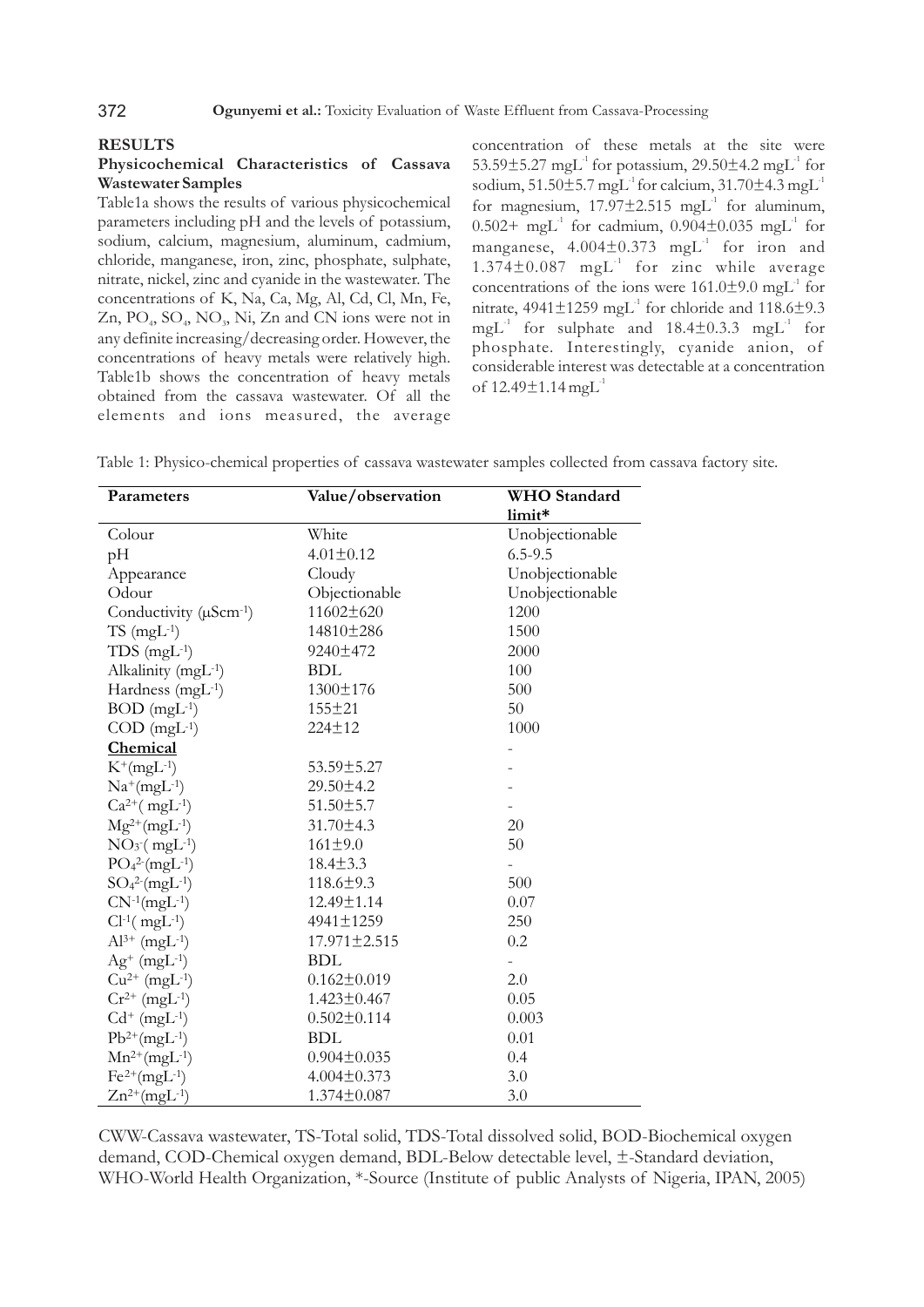## RESULTS

### Physicochemical Characteristics of Cassava Wastewater Samples

Table1a shows the results of various physicochemical parameters including pH and the levels of potassium, sodium, calcium, magnesium, aluminum, cadmium, chloride, manganese, iron, zinc, phosphate, sulphate, nitrate, nickel, zinc and cyanide in the wastewater. The concentrations of K, Na, Ca, Mg, Al, Cd, Cl, Mn, Fe, Zn, $PO_4$, $SO_4$, $NO_3$, Ni, Zn and CN ions were not in any definite increasing/decreasing order. However, the concentrations of heavy metals were relatively high. Table1b shows the concentration of heavy metals obtained from the cassava wastewater. Of all the elements and ions measured, the average concentration of these metals at the site were 53.59±5.27 $mgL^{-1}$ for potassium, 29.50±4.2 $mgL^{-1}$ for sodium, 51.50±5.7 $mgL^{-1}$ for calcium, 31.70±4.3 $mgL^{-1}$ for magnesium, 17.97±2.515 $mgL^{-1}$ for aluminum, 0.502+ $mgL^{-1}$ for cadmium, 0.904±0.035 $mgL^{-1}$ for manganese, 4.004±0.373 $mgL^{-1}$ for iron and 1.374±0.087 $mgL^{-1}$ for zinc while average concentrations of the ions were 161.0±9.0 $mgL^{-1}$ for nitrate, 4941±1259 $mgL^{-1}$ for chloride and 118.6±9.3 $mgL^{-1}$ for sulphate and 18.4±0.3.3 $mgL^{-1}$ for phosphate. Interestingly, cyanide anion, of considerable interest was detectable at a concentration of 12.49±1.14 $mgL^{-1}$

Table 1: Physico-chemical properties of cassava wastewater samples collected from cassava factory site.

| Parameters | Value/observation | WHO Standard limit* |
|---|---|---|
| Colour | White | Unobjectionable |
| pH | 4.01±0.12 | 6.5-9.5 |
| Appearance | Cloudy | Unobjectionable |
| Odour | Objectionable | Unobjectionable |
| Conductivity ($\mu Scm^{-1}$) | 11602±620 | 1200 |
| TS ($mgL^{-1}$) | 14810±286 | 1500 |
| TDS ($mgL^{-1}$) | 9240±472 | 2000 |
| Alkalinity ($mgL^{-1}$) | BDL | 100 |
| Hardness ($mgL^{-1}$) | 1300±176 | 500 |
| BOD ($mgL^{-1}$) | 155±21 | 50 |
| COD ($mgL^{-1}$) | 224±12 | 1000 |
| **Chemical** | | - |
| $K^{+}$($mgL^{-1}$) | 53.59±5.27 | - |
| $Na^{+}$($mgL^{-1}$) | 29.50±4.2 | - |
| $Ca^{2+}$( $mgL^{-1}$) | 51.50±5.7 | - |
| $Mg^{2+}$($mgL^{-1}$) | 31.70±4.3 | 20 |
| $NO_3^{-}$( $mgL^{-1}$) | 161±9.0 | 50 |
| $PO_4^{2-}$($mgL^{-1}$) | 18.4±3.3 | - |
| $SO_4^{2-}$($mgL^{-1}$) | 118.6±9.3 | 500 |
| $CN^{-1}$($mgL^{-1}$) | 12.49±1.14 | 0.07 |
| $Cl^{-1}$( $mgL^{-1}$) | 4941±1259 | 250 |
| $Al^{3+}$ ($mgL^{-1}$) | 17.971±2.515 | 0.2 |
| $Ag^{+}$ ($mgL^{-1}$) | BDL | - |
| $Cu^{2+}$ ($mgL^{-1}$) | 0.162±0.019 | 2.0 |
| $Cr^{2+}$ ($mgL^{-1}$) | 1.423±0.467 | 0.05 |
| $Cd^{+}$ ($mgL^{-1}$) | 0.502±0.114 | 0.003 |
| $Pb^{2+}$($mgL^{-1}$) | BDL | 0.01 |
| $Mn^{2+}$($mgL^{-1}$) | 0.904±0.035 | 0.4 |
| $Fe^{2+}$($mgL^{-1}$) | 4.004±0.373 | 3.0 |
| $Zn^{2+}$($mgL^{-1}$) | 1.374±0.087 | 3.0 |

CWW-Cassava wastewater, TS-Total solid, TDS-Total dissolved solid, BOD-Biochemical oxygen demand, COD-Chemical oxygen demand, BDL-Below detectable level, ±-Standard deviation, WHO-World Health Organization, *-Source (Institute of public Analysts of Nigeria, IPAN, 2005)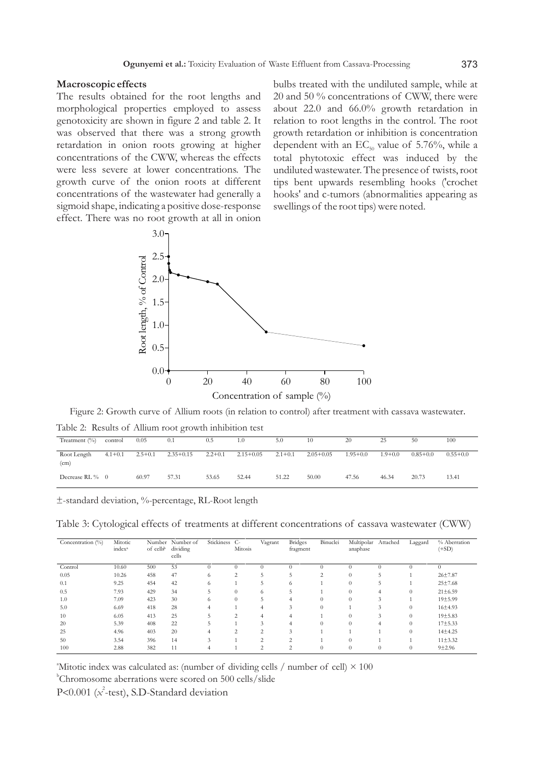### Macroscopic effects

The results obtained for the root lengths and morphological properties employed to assess genotoxicity are shown in figure 2 and table 2. It was observed that there was a strong growth retardation in onion roots growing at higher concentrations of the CWW, whereas the effects were less severe at lower concentrations. The growth curve of the onion roots at different concentrations of the wastewater had generally a sigmoid shape, indicating a positive dose-response effect. There was no root growth at all in onion bulbs treated with the undiluted sample, while at 20 and 50 % concentrations of CWW, there were about 22.0 and 66.0% growth retardation in relation to root lengths in the control. The root growth retardation or inhibition is concentration dependent with an $EC_{50}$ value of 5.76%, while a total phytotoxic effect was induced by the undiluted wastewater. The presence of twists, root tips bent upwards resembling hooks ('crochet hooks' and c-tumors (abnormalities appearing as swellings of the root tips) were noted.

Figure 2: Growth curve of Allium roots (in relation to control) after treatment with cassava wastewater.

Table 2: Results of Allium root growth inhibition test

| Treatment (%) | control | 0.05 | 0.1 | 0.5 | 1.0 | 5.0 | 10 | 20 | 25 | 50 | 100 |
|---|---|---|---|---|---|---|---|---|---|---|---|
| Root Length (cm) | 4.1+0.1 | 2.5+0.1 | 2.35+0.15 | 2.2+0.1 | 2.15+0.05 | 2.1+0.1 | 2.05+0.05 | 1.95+0.0 | 1.9+0.0 | 0.85+0.0 | 0.55+0.0 |
| Decrease RL % | 0 | 60.97 | 57.31 | 53.65 | 52.44 | 51.22 | 50.00 | 47.56 | 46.34 | 20.73 | 13.41 |

±-standard deviation, %-percentage, RL-Root length

Table 3: Cytological effects of treatments at different concentrations of cassava wastewater (CWW)

| Concentration (%) | Mitotic index[a] | Number of cells[b] | Number of dividing cells | Stickiness | C-Mitosis | Vagrant | Bridges fragment | Binuclei | Multipolar anaphase | Attached | Laggard | % Aberration (+SD) |
|---|---|---|---|---|---|---|---|---|---|---|---|---|
| Control | 10.60 | 500 | 53 | 0 | 0 | 0 | 0 | 0 | 0 | 0 | 0 | 0 |
| 0.05 | 10.26 | 458 | 47 | 6 | 2 | 5 | 5 | 2 | 0 | 5 | 1 | 26±7.87 |
| 0.1 | 9.25 | 454 | 42 | 6 | 1 | 5 | 6 | 1 | 0 | 5 | 1 | 25±7.68 |
| 0.5 | 7.93 | 429 | 34 | 5 | 0 | 6 | 5 | 1 | 0 | 4 | 0 | 21±6.59 |
| 1.0 | 7.09 | 423 | 30 | 6 | 0 | 5 | 4 | 0 | 0 | 3 | 1 | 19±5.99 |
| 5.0 | 6.69 | 418 | 28 | 4 | 1 | 4 | 3 | 0 | 1 | 3 | 0 | 16±4.93 |
| 10 | 6.05 | 413 | 25 | 5 | 2 | 4 | 4 | 1 | 0 | 3 | 0 | 19±5.83 |
| 20 | 5.39 | 408 | 22 | 5 | 1 | 3 | 4 | 0 | 0 | 4 | 0 | 17±5.33 |
| 25 | 4.96 | 403 | 20 | 4 | 2 | 2 | 3 | 1 | 1 | 1 | 0 | 14±4.25 |
| 50 | 3.54 | 396 | 14 | 3 | 1 | 2 | 2 | 1 | 0 | 1 | 1 | 11±3.32 |
| 100 | 2.88 | 382 | 11 | 4 | 1 | 2 | 2 | 0 | 0 | 0 | 0 | 9±2.96 |

[a]Mitotic index was calculated as: (number of dividing cells / number of cell) × 100

[b]Chromosome aberrations were scored on 500 cells/slide

$P<0.001$ ($x^2$-test), S.D-Standard deviation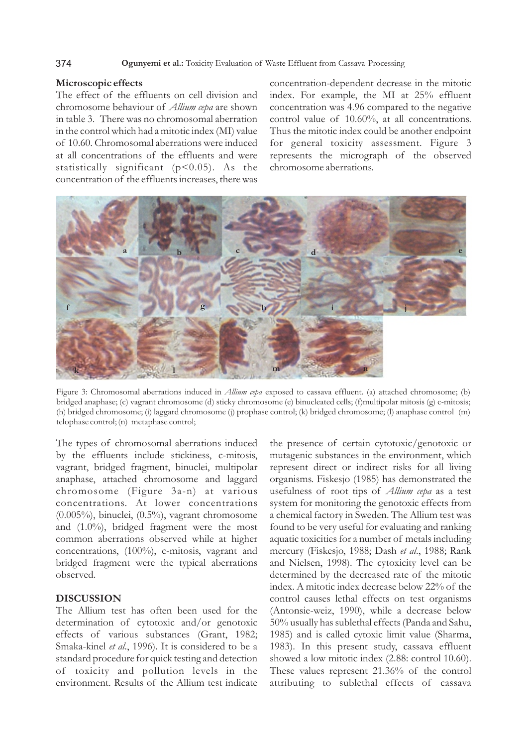### Microscopic effects

The effect of the effluents on cell division and chromosome behaviour of *Allium cepa* are shown in table 3. There was no chromosomal aberration in the control which had a mitotic index (MI) value of 10.60. Chromosomal aberrations were induced at all concentrations of the effluents and were statistically significant ($p<0.05$). As the concentration of the effluents increases, there was concentration-dependent decrease in the mitotic index. For example, the MI at 25% effluent concentration was 4.96 compared to the negative control value of 10.60%, at all concentrations. Thus the mitotic index could be another endpoint for general toxicity assessment. Figure 3 represents the micrograph of the observed chromosome aberrations.

Figure 3: Chromosomal aberrations induced in *Allium cepa* exposed to cassava effluent. (a) attached chromosome; (b) bridged anaphase; (c) vagrant chromosome (d) sticky chromosome (e) binucleated cells; (f)multipolar mitosis (g) c-mitosis; (h) bridged chromosome; (i) laggard chromosome (j) prophase control; (k) bridged chromosome; (l) anaphase control (m) telophase control; (n) metaphase control;

The types of chromosomal aberrations induced by the effluents include stickiness, c-mitosis, vagrant, bridged fragment, binuclei, multipolar anaphase, attached chromosome and laggard chromosome (Figure 3a-n) at various concentrations. At lower concentrations (0.005%), binuclei, (0.5%), vagrant chromosome and (1.0%), bridged fragment were the most common aberrations observed while at higher concentrations, (100%), c-mitosis, vagrant and bridged fragment were the typical aberrations observed.

## DISCUSSION

The Allium test has often been used for the determination of cytotoxic and/or genotoxic effects of various substances (Grant, 1982; Smaka-kinel *et al*., 1996). It is considered to be a standard procedure for quick testing and detection of toxicity and pollution levels in the environment. Results of the Allium test indicate the presence of certain cytotoxic/genotoxic or mutagenic substances in the environment, which represent direct or indirect risks for all living organisms. Fiskesjo (1985) has demonstrated the usefulness of root tips of *Allium cepa* as a test system for monitoring the genotoxic effects from a chemical factory in Sweden. The Allium test was found to be very useful for evaluating and ranking aquatic toxicities for a number of metals including mercury (Fiskesjo, 1988; Dash *et al*., 1988; Rank and Nielsen, 1998). The cytoxicity level can be determined by the decreased rate of the mitotic index. A mitotic index decrease below 22% of the control causes lethal effects on test organisms (Antonsie-weiz, 1990), while a decrease below 50% usually has sublethal effects (Panda and Sahu, 1985) and is called cytoxic limit value (Sharma, 1983). In this present study, cassava effluent showed a low mitotic index (2.88: control 10.60). These values represent 21.36% of the control attributing to sublethal effects of cassava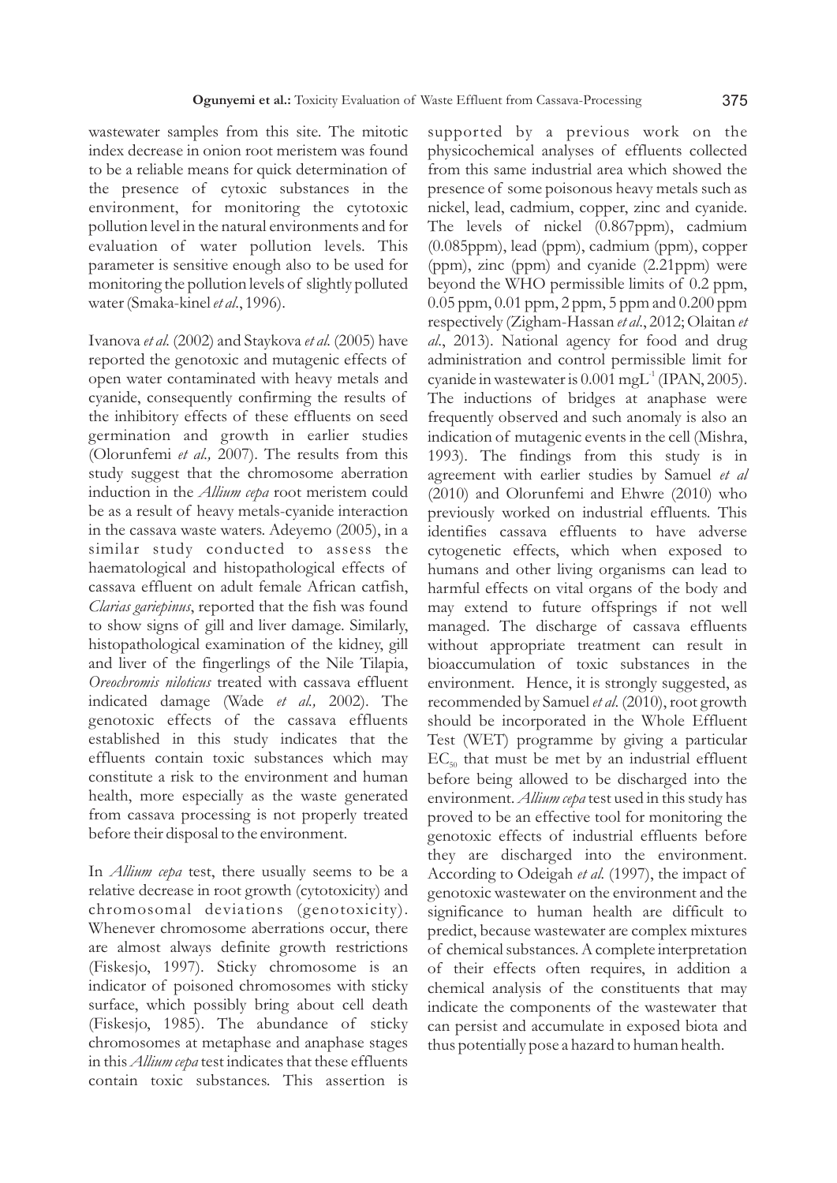wastewater samples from this site. The mitotic index decrease in onion root meristem was found to be a reliable means for quick determination of the presence of cytoxic substances in the environment, for monitoring the cytotoxic pollution level in the natural environments and for evaluation of water pollution levels. This parameter is sensitive enough also to be used for monitoring the pollution levels of slightly polluted water (Smaka-kinel *et al.*, 1996).

Ivanova *et al.* (2002) and Staykova *et al.* (2005) have reported the genotoxic and mutagenic effects of open water contaminated with heavy metals and cyanide, consequently confirming the results of the inhibitory effects of these effluents on seed germination and growth in earlier studies (Olorunfemi *et al.,* 2007). The results from this study suggest that the chromosome aberration induction in the *Allium cepa* root meristem could be as a result of heavy metals-cyanide interaction in the cassava waste waters. Adeyemo (2005), in a similar study conducted to assess the haematological and histopathological effects of cassava effluent on adult female African catfish, *Clarias gariepinus*, reported that the fish was found to show signs of gill and liver damage. Similarly, histopathological examination of the kidney, gill and liver of the fingerlings of the Nile Tilapia, *Oreochromis niloticus* treated with cassava effluent indicated damage (Wade *et al.,* 2002). The genotoxic effects of the cassava effluents established in this study indicates that the effluents contain toxic substances which may constitute a risk to the environment and human health, more especially as the waste generated from cassava processing is not properly treated before their disposal to the environment.

In *Allium cepa* test, there usually seems to be a relative decrease in root growth (cytotoxicity) and chromosomal deviations (genotoxicity). Whenever chromosome aberrations occur, there are almost always definite growth restrictions (Fiskesjo, 1997). Sticky chromosome is an indicator of poisoned chromosomes with sticky surface, which possibly bring about cell death (Fiskesjo, 1985). The abundance of sticky chromosomes at metaphase and anaphase stages in this *Allium cepa* test indicates that these effluents contain toxic substances. This assertion is supported by a previous work on the physicochemical analyses of effluents collected from this same industrial area which showed the presence of some poisonous heavy metals such as nickel, lead, cadmium, copper, zinc and cyanide. The levels of nickel (0.867ppm), cadmium (0.085ppm), lead (ppm), cadmium (ppm), copper (ppm), zinc (ppm) and cyanide (2.21ppm) were beyond the WHO permissible limits of 0.2 ppm, 0.05 ppm, 0.01 ppm, 2 ppm, 5 ppm and 0.200 ppm respectively (Zigham-Hassan *et al.*, 2012; Olaitan *et al.*, 2013). National agency for food and drug administration and control permissible limit for cyanide in wastewater is 0.001 $mgL^{-1}$ (IPAN, 2005). The inductions of bridges at anaphase were frequently observed and such anomaly is also an indication of mutagenic events in the cell (Mishra, 1993). The findings from this study is in agreement with earlier studies by Samuel *et al* (2010) and Olorunfemi and Ehwre (2010) who previously worked on industrial effluents. This identifies cassava effluents to have adverse cytogenetic effects, which when exposed to humans and other living organisms can lead to harmful effects on vital organs of the body and may extend to future offsprings if not well managed. The discharge of cassava effluents without appropriate treatment can result in bioaccumulation of toxic substances in the environment. Hence, it is strongly suggested, as recommended by Samuel *et al.* (2010), root growth should be incorporated in the Whole Effluent Test (WET) programme by giving a particular $EC_{50}$ that must be met by an industrial effluent before being allowed to be discharged into the environment. *Allium cepa* test used in this study has proved to be an effective tool for monitoring the genotoxic effects of industrial effluents before they are discharged into the environment. According to Odeigah *et al.* (1997), the impact of genotoxic wastewater on the environment and the significance to human health are difficult to predict, because wastewater are complex mixtures of chemical substances. A complete interpretation of their effects often requires, in addition a chemical analysis of the constituents that may indicate the components of the wastewater that can persist and accumulate in exposed biota and thus potentially pose a hazard to human health.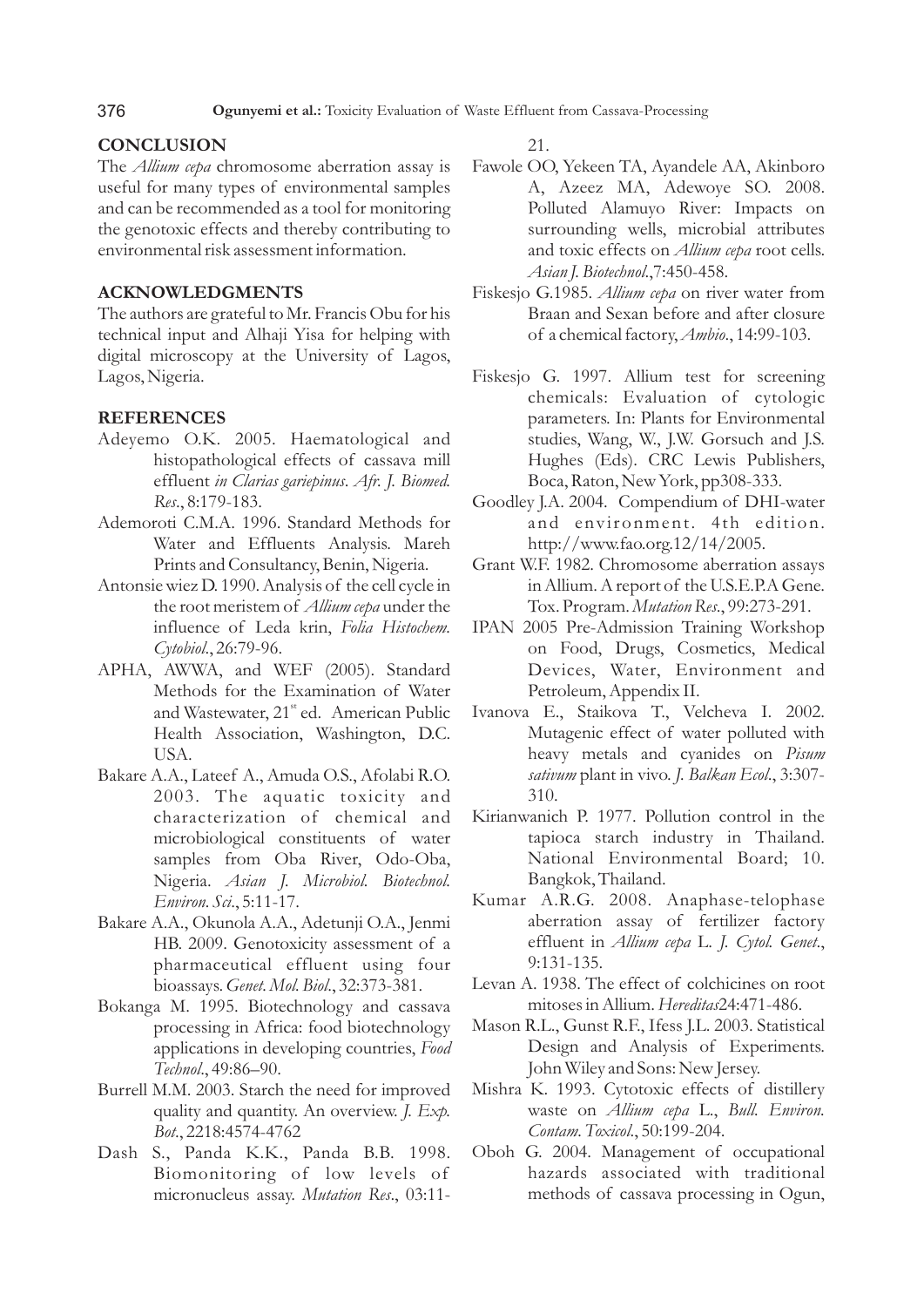## CONCLUSION

The *Allium cepa* chromosome aberration assay is useful for many types of environmental samples and can be recommended as a tool for monitoring the genotoxic effects and thereby contributing to environmental risk assessment information.

## ACKNOWLEDGMENTS

The authors are grateful to Mr. Francis Obu for his technical input and Alhaji Yisa for helping with digital microscopy at the University of Lagos, Lagos, Nigeria.

## REFERENCES

Adeyemo O.K. 2005. Haematological and histopathological effects of cassava mill effluent *in Clarias gariepinus*. *Afr. J. Biomed. Res.*, 8:179-183.

Ademoroti C.M.A. 1996. Standard Methods for Water and Effluents Analysis. Mareh Prints and Consultancy, Benin, Nigeria.

Antonsie wiez D. 1990. Analysis of the cell cycle in the root meristem of *Allium cepa* under the influence of Leda krin, *Folia Histochem. Cytobiol.*, 26:79-96.

APHA, AWWA, and WEF (2005). Standard Methods for the Examination of Water and Wastewater, 21st ed. American Public Health Association, Washington, D.C. USA.

Bakare A.A., Lateef A., Amuda O.S., Afolabi R.O. 2003. The aquatic toxicity and characterization of chemical and microbiological constituents of water samples from Oba River, Odo-Oba, Nigeria. *Asian J. Microbiol. Biotechnol. Environ. Sci.*, 5:11-17.

Bakare A.A., Okunola A.A., Adetunji O.A., Jenmi HB. 2009. Genotoxicity assessment of a pharmaceutical effluent using four bioassays. *Genet. Mol. Biol.*, 32:373-381.

Bokanga M. 1995. Biotechnology and cassava processing in Africa: food biotechnology applications in developing countries, *Food Technol.*, 49:86–90.

Burrell M.M. 2003. Starch the need for improved quality and quantity. An overview. *J. Exp. Bot.*, 2218:4574-4762

Dash S., Panda K.K., Panda B.B. 1998. Biomonitoring of low levels of micronucleus assay. *Mutation Res.*, 03:11-21.

Fawole OO, Yekeen TA, Ayandele AA, Akinboro A, Azeez MA, Adewoye SO. 2008. Polluted Alamuyo River: Impacts on surrounding wells, microbial attributes and toxic effects on *Allium cepa* root cells. *Asian J. Biotechnol.*,7:450-458.

Fiskesjo G.1985. *Allium cepa* on river water from Braan and Sexan before and after closure of a chemical factory, *Ambio.*, 14:99-103.

Fiskesjo G. 1997. Allium test for screening chemicals: Evaluation of cytologic parameters. In: Plants for Environmental studies, Wang, W., J.W. Gorsuch and J.S. Hughes (Eds). CRC Lewis Publishers, Boca, Raton, New York, pp308-333.

Goodley J.A. 2004. Compendium of DHI-water and environment. 4th edition. http://www.fao.org.12/14/2005.

Grant W.F. 1982. Chromosome aberration assays in Allium. A report of the U.S.E.P.A Gene. Tox. Program. *Mutation Res.*, 99:273-291.

IPAN 2005 Pre-Admission Training Workshop on Food, Drugs, Cosmetics, Medical Devices, Water, Environment and Petroleum, Appendix II.

Ivanova E., Staikova T., Velcheva I. 2002. Mutagenic effect of water polluted with heavy metals and cyanides on *Pisum sativum* plant in vivo. *J. Balkan Ecol.*, 3:307-310.

Kirianwanich P. 1977. Pollution control in the tapioca starch industry in Thailand. National Environmental Board; 10. Bangkok, Thailand.

Kumar A.R.G. 2008. Anaphase-telophase aberration assay of fertilizer factory effluent in *Allium cepa* L. *J. Cytol. Genet.*, 9:131-135.

Levan A. 1938. The effect of colchicines on root mitoses in Allium. *Hereditas*24:471-486.

Mason R.L., Gunst R.F., Ifess J.L. 2003. Statistical Design and Analysis of Experiments. John Wiley and Sons: New Jersey.

Mishra K. 1993. Cytotoxic effects of distillery waste on *Allium cepa* L., *Bull. Environ. Contam. Toxicol.*, 50:199-204.

Oboh G. 2004. Management of occupational hazards associated with traditional methods of cassava processing in Ogun,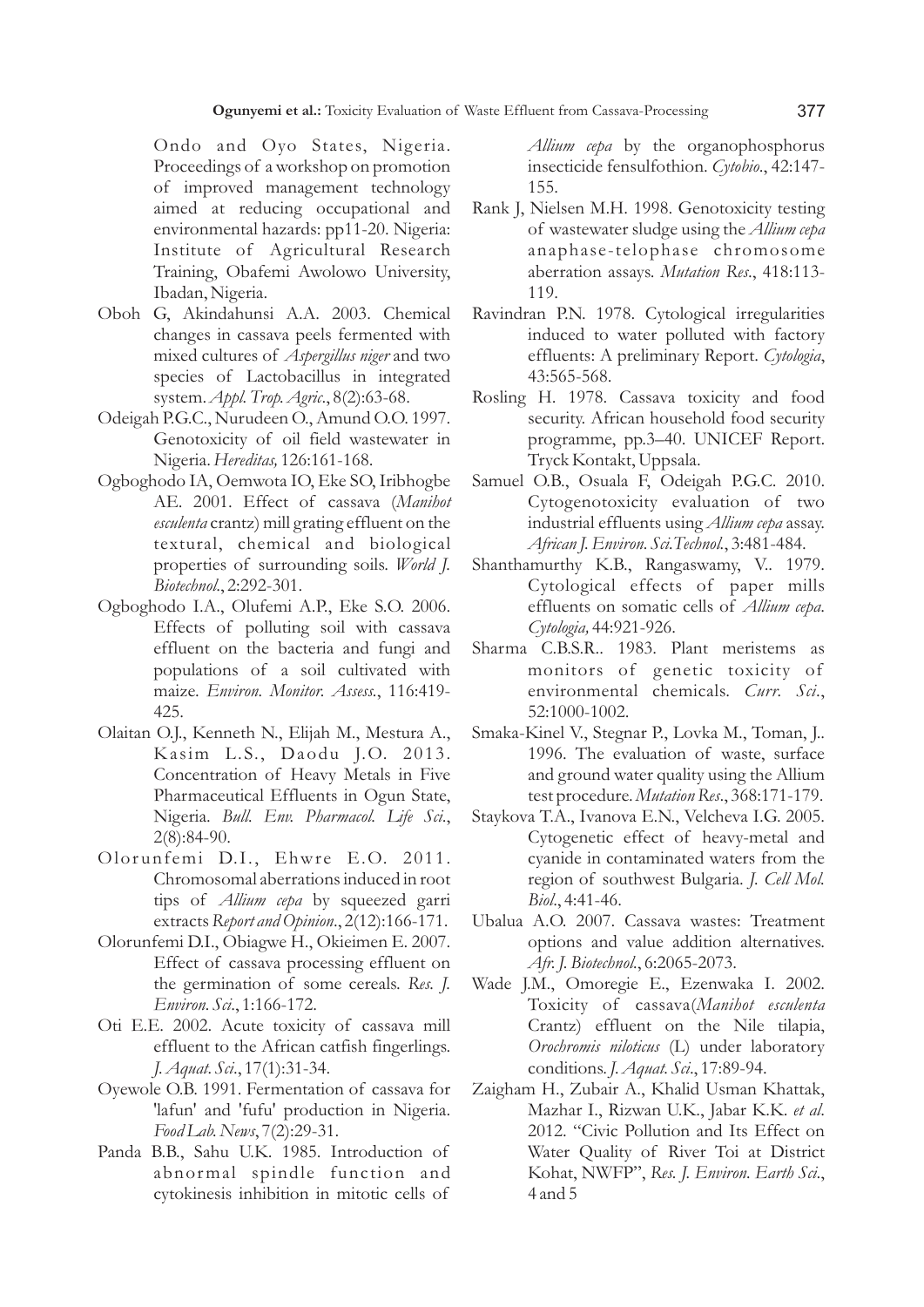Ondo and Oyo States, Nigeria. Proceedings of a workshop on promotion of improved management technology aimed at reducing occupational and environmental hazards: pp11-20. Nigeria: Institute of Agricultural Research Training, Obafemi Awolowo University, Ibadan, Nigeria.

Oboh G, Akindahunsi A.A. 2003. Chemical changes in cassava peels fermented with mixed cultures of *Aspergillus niger* and two species of Lactobacillus in integrated system. *Appl. Trop. Agric.*, 8(2):63-68.

Odeigah P.G.C., Nurudeen O., Amund O.O. 1997. Genotoxicity of oil field wastewater in Nigeria. *Hereditas,* 126:161-168.

Ogboghodo IA, Oemwota IO, Eke SO, Iribhogbe AE. 2001. Effect of cassava (*Manihot esculenta* crantz) mill grating effluent on the textural, chemical and biological properties of surrounding soils. *World J. Biotechnol.*, 2:292-301.

Ogboghodo I.A., Olufemi A.P., Eke S.O. 2006. Effects of polluting soil with cassava effluent on the bacteria and fungi and populations of a soil cultivated with maize. *Environ. Monitor. Assess.*, 116:419-425.

Olaitan O.J., Kenneth N., Elijah M., Mestura A., Kasim L.S., Daodu J.O. 2013. Concentration of Heavy Metals in Five Pharmaceutical Effluents in Ogun State, Nigeria. *Bull. Env. Pharmacol. Life Sci.*, 2(8):84-90.

Olorunfemi D.I., Ehwre E.O. 2011. Chromosomal aberrations induced in root tips of *Allium cepa* by squeezed garri extracts *Report and Opinion.*, 2(12):166-171.

Olorunfemi D.I., Obiagwe H., Okieimen E. 2007. Effect of cassava processing effluent on the germination of some cereals. *Res. J. Environ. Sci.*, 1:166-172.

Oti E.E. 2002. Acute toxicity of cassava mill effluent to the African catfish fingerlings. *J. Aquat. Sci.*, 17(1):31-34.

Oyewole O.B. 1991. Fermentation of cassava for 'lafun' and 'fufu' production in Nigeria. *Food Lab. News*, 7(2):29-31.

Panda B.B., Sahu U.K. 1985. Introduction of abnormal spindle function and cytokinesis inhibition in mitotic cells of *Allium cepa* by the organophosphorus insecticide fensulfothion. *Cytobio.*, 42:147-155.

Rank J, Nielsen M.H. 1998. Genotoxicity testing of wastewater sludge using the *Allium cepa* anaphase-telophase chromosome aberration assays. *Mutation Res.*, 418:113-119.

Ravindran P.N. 1978. Cytological irregularities induced to water polluted with factory effluents: A preliminary Report. *Cytologia*, 43:565-568.

Rosling H. 1978. Cassava toxicity and food security. African household food security programme, pp.3–40. UNICEF Report. Tryck Kontakt, Uppsala.

Samuel O.B., Osuala F, Odeigah P.G.C. 2010. Cytogenotoxicity evaluation of two industrial effluents using *Allium cepa* assay. *African J. Environ. Sci.Technol.*, 3:481-484.

Shanthamurthy K.B., Rangaswamy, V.. 1979. Cytological effects of paper mills effluents on somatic cells of *Allium cepa*. *Cytologia,* 44:921-926.

Sharma C.B.S.R.. 1983. Plant meristems as monitors of genetic toxicity of environmental chemicals. *Curr. Sci.*, 52:1000-1002.

Smaka-Kinel V., Stegnar P., Lovka M., Toman, J.. 1996. The evaluation of waste, surface and ground water quality using the Allium test procedure. *Mutation Res.*, 368:171-179.

Staykova T.A., Ivanova E.N., Velcheva I.G. 2005. Cytogenetic effect of heavy-metal and cyanide in contaminated waters from the region of southwest Bulgaria. *J. Cell Mol. Biol.*, 4:41-46.

Ubalua A.O. 2007. Cassava wastes: Treatment options and value addition alternatives. *Afr. J. Biotechnol.*, 6:2065-2073.

Wade J.M., Omoregie E., Ezenwaka I. 2002. Toxicity of cassava(*Manihot esculenta* Crantz) effluent on the Nile tilapia, *Orochromis niloticus* (L) under laboratory conditions. *J. Aquat. Sci.*, 17:89-94.

Zaigham H., Zubair A., Khalid Usman Khattak, Mazhar I., Rizwan U.K., Jabar K.K. *et al*. 2012. "Civic Pollution and Its Effect on Water Quality of River Toi at District Kohat, NWFP", *Res. J. Environ. Earth Sci.*, 4 and 5